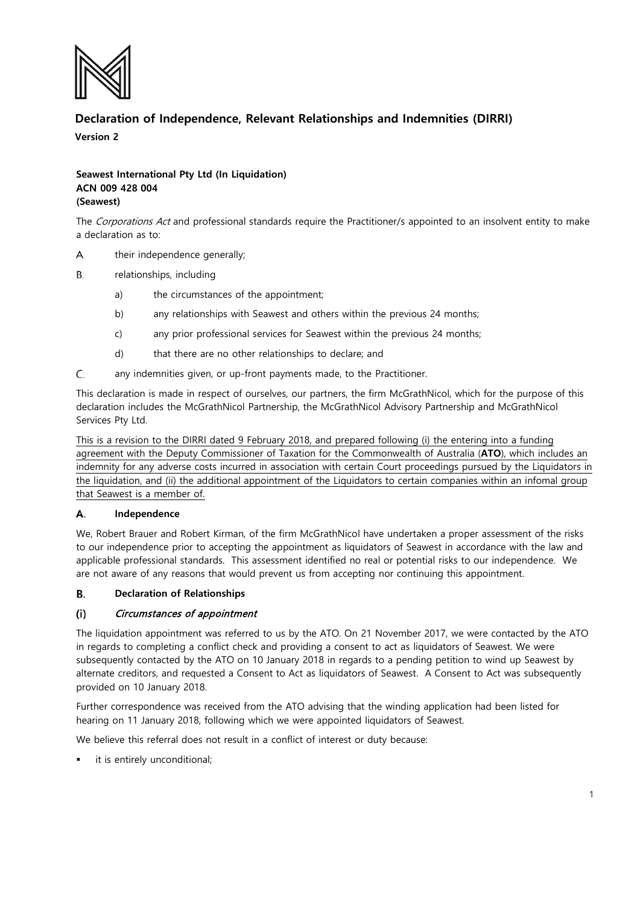# Declaration of Independence, Relevant Relationships and Indemnities (DIRRI)

**Version 2**

**Seawest International Pty Ltd (In Liquidation)**
**ACN 009 428 004**
**(Seawest)**

The *Corporations Act* and professional standards require the Practitioner/s appointed to an insolvent entity to make a declaration as to:

A. their independence generally;

B. relationships, including

  a) the circumstances of the appointment;

  b) any relationships with Seawest and others within the previous 24 months;

  c) any prior professional services for Seawest within the previous 24 months;

  d) that there are no other relationships to declare; and

C. any indemnities given, or up-front payments made, to the Practitioner.

This declaration is made in respect of ourselves, our partners, the firm McGrathNicol, which for the purpose of this declaration includes the McGrathNicol Partnership, the McGrathNicol Advisory Partnership and McGrathNicol Services Pty Ltd.

<u>This is a revision to the DIRRI dated 9 February 2018, and prepared following (i) the entering into a funding agreement with the Deputy Commissioner of Taxation for the Commonwealth of Australia (**ATO**), which includes an indemnity for any adverse costs incurred in association with certain Court proceedings pursued by the Liquidators in the liquidation, and (ii) the additional appointment of the Liquidators to certain companies within an infomal group that Seawest is a member of.</u>

## A. Independence

We, Robert Brauer and Robert Kirman, of the firm McGrathNicol have undertaken a proper assessment of the risks to our independence prior to accepting the appointment as liquidators of Seawest in accordance with the law and applicable professional standards. This assessment identified no real or potential risks to our independence. We are not aware of any reasons that would prevent us from accepting nor continuing this appointment.

## B. Declaration of Relationships

### (i) *Circumstances of appointment*

The liquidation appointment was referred to us by the ATO. On 21 November 2017, we were contacted by the ATO in regards to completing a conflict check and providing a consent to act as liquidators of Seawest. We were subsequently contacted by the ATO on 10 January 2018 in regards to a pending petition to wind up Seawest by alternate creditors, and requested a Consent to Act as liquidators of Seawest. A Consent to Act was subsequently provided on 10 January 2018.

Further correspondence was received from the ATO advising that the winding application had been listed for hearing on 11 January 2018, following which we were appointed liquidators of Seawest.

We believe this referral does not result in a conflict of interest or duty because:

- it is entirely unconditional;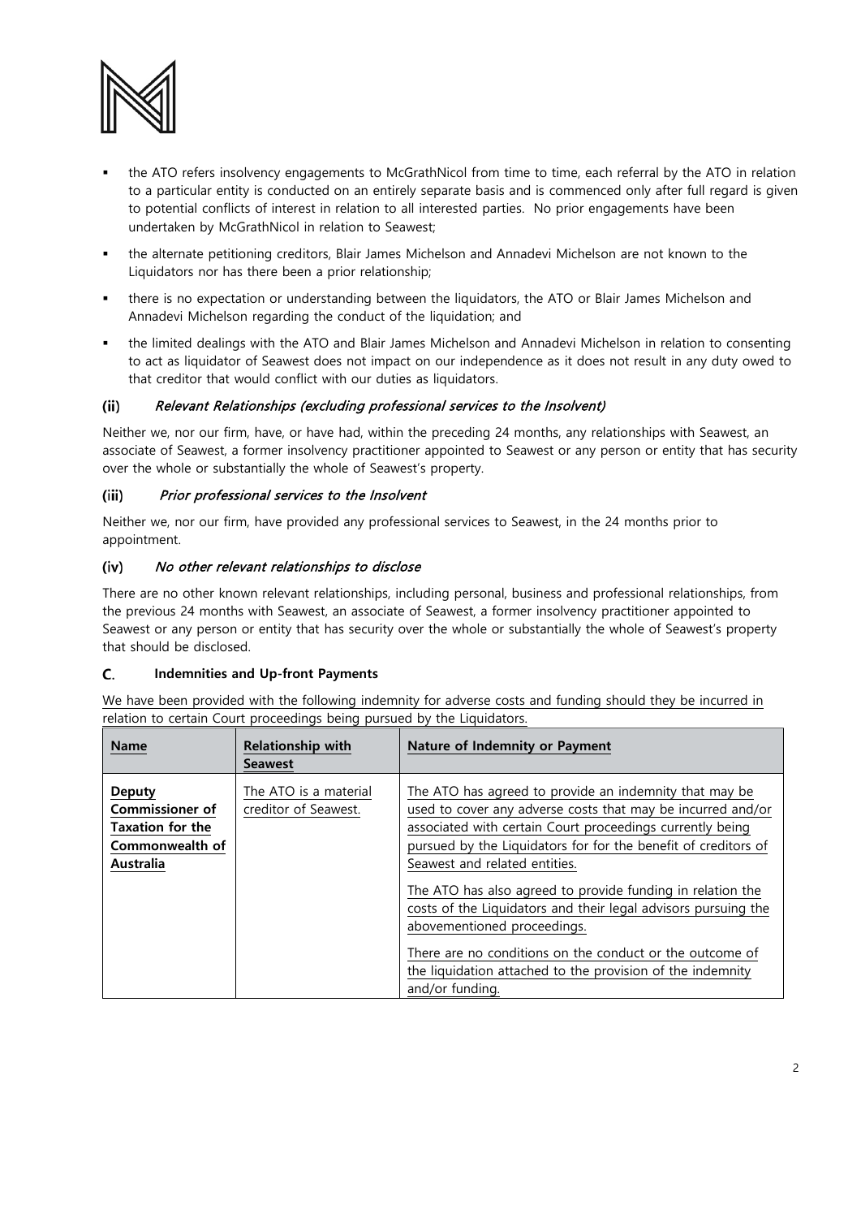- the ATO refers insolvency engagements to McGrathNicol from time to time, each referral by the ATO in relation to a particular entity is conducted on an entirely separate basis and is commenced only after full regard is given to potential conflicts of interest in relation to all interested parties. No prior engagements have been undertaken by McGrathNicol in relation to Seawest;
- the alternate petitioning creditors, Blair James Michelson and Annadevi Michelson are not known to the Liquidators nor has there been a prior relationship;
- there is no expectation or understanding between the liquidators, the ATO or Blair James Michelson and Annadevi Michelson regarding the conduct of the liquidation; and
- the limited dealings with the ATO and Blair James Michelson and Annadevi Michelson in relation to consenting to act as liquidator of Seawest does not impact on our independence as it does not result in any duty owed to that creditor that would conflict with our duties as liquidators.

### (ii) *Relevant Relationships (excluding professional services to the Insolvent)*

Neither we, nor our firm, have, or have had, within the preceding 24 months, any relationships with Seawest, an associate of Seawest, a former insolvency practitioner appointed to Seawest or any person or entity that has security over the whole or substantially the whole of Seawest's property.

### (iii) *Prior professional services to the Insolvent*

Neither we, nor our firm, have provided any professional services to Seawest, in the 24 months prior to appointment.

### (iv) *No other relevant relationships to disclose*

There are no other known relevant relationships, including personal, business and professional relationships, from the previous 24 months with Seawest, an associate of Seawest, a former insolvency practitioner appointed to Seawest or any person or entity that has security over the whole or substantially the whole of Seawest's property that should be disclosed.

## C. Indemnities and Up-front Payments

We have been provided with the following indemnity for adverse costs and funding should they be incurred in relation to certain Court proceedings being pursued by the Liquidators.

| Name | Relationship with Seawest | Nature of Indemnity or Payment |
| --- | --- | --- |
| **Deputy Commissioner of Taxation for the Commonwealth of Australia** | The ATO is a material creditor of Seawest. | The ATO has agreed to provide an indemnity that may be used to cover any adverse costs that may be incurred and/or associated with certain Court proceedings currently being pursued by the Liquidators for for the benefit of creditors of Seawest and related entities.<br><br>The ATO has also agreed to provide funding in relation the costs of the Liquidators and their legal advisors pursuing the abovementioned proceedings.<br><br>There are no conditions on the conduct or the outcome of the liquidation attached to the provision of the indemnity and/or funding. |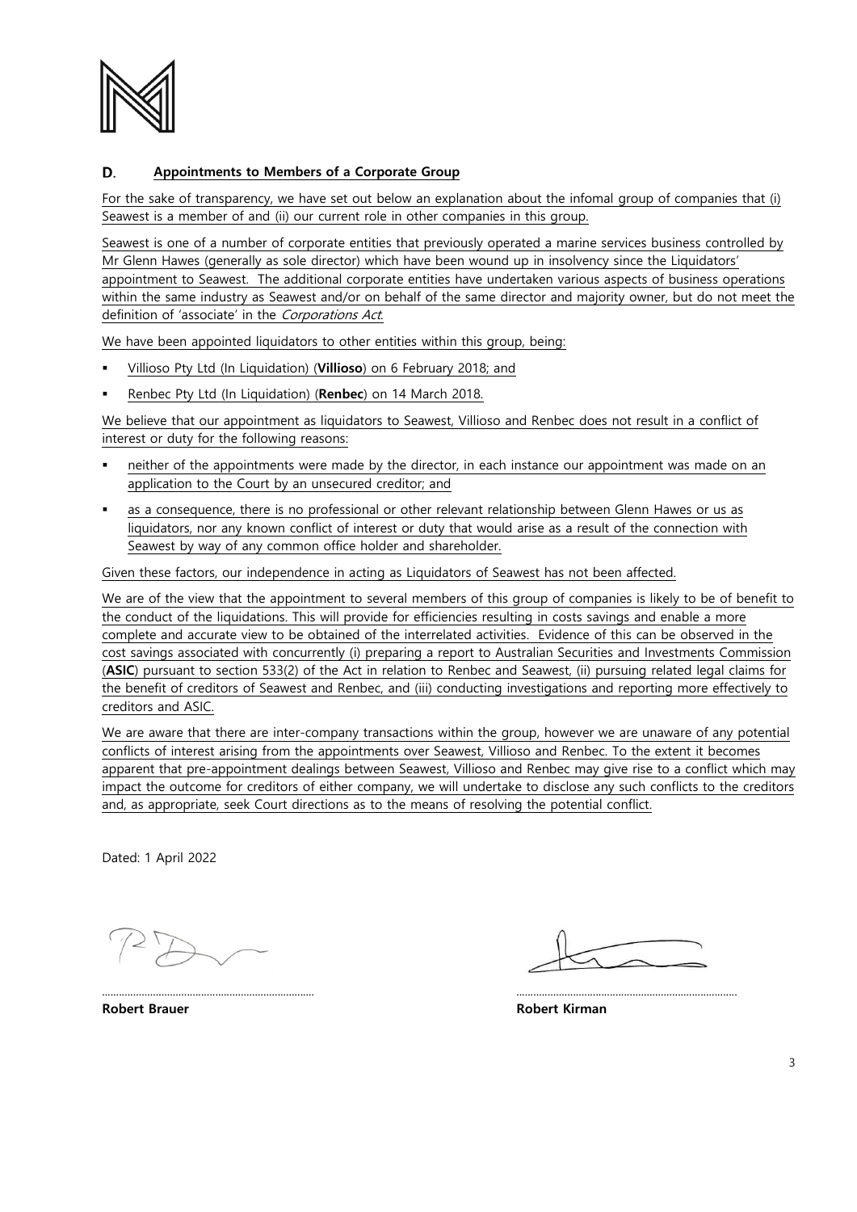## D. Appointments to Members of a Corporate Group

For the sake of transparency, we have set out below an explanation about the infomal group of companies that (i) Seawest is a member of and (ii) our current role in other companies in this group.

Seawest is one of a number of corporate entities that previously operated a marine services business controlled by Mr Glenn Hawes (generally as sole director) which have been wound up in insolvency since the Liquidators' appointment to Seawest. The additional corporate entities have undertaken various aspects of business operations within the same industry as Seawest and/or on behalf of the same director and majority owner, but do not meet the definition of 'associate' in the *Corporations Act*.

We have been appointed liquidators to other entities within this group, being:

- Villioso Pty Ltd (In Liquidation) (**Villioso**) on 6 February 2018; and
- Renbec Pty Ltd (In Liquidation) (**Renbec**) on 14 March 2018.

We believe that our appointment as liquidators to Seawest, Villioso and Renbec does not result in a conflict of interest or duty for the following reasons:

- neither of the appointments were made by the director, in each instance our appointment was made on an application to the Court by an unsecured creditor; and
- as a consequence, there is no professional or other relevant relationship between Glenn Hawes or us as liquidators, nor any known conflict of interest or duty that would arise as a result of the connection with Seawest by way of any common office holder and shareholder.

Given these factors, our independence in acting as Liquidators of Seawest has not been affected.

We are of the view that the appointment to several members of this group of companies is likely to be of benefit to the conduct of the liquidations. This will provide for efficiencies resulting in costs savings and enable a more complete and accurate view to be obtained of the interrelated activities. Evidence of this can be observed in the cost savings associated with concurrently (i) preparing a report to Australian Securities and Investments Commission (**ASIC**) pursuant to section 533(2) of the Act in relation to Renbec and Seawest, (ii) pursuing related legal claims for the benefit of creditors of Seawest and Renbec, and (iii) conducting investigations and reporting more effectively to creditors and ASIC.

We are aware that there are inter-company transactions within the group, however we are unaware of any potential conflicts of interest arising from the appointments over Seawest, Villioso and Renbec. To the extent it becomes apparent that pre-appointment dealings between Seawest, Villioso and Renbec may give rise to a conflict which may impact the outcome for creditors of either company, we will undertake to disclose any such conflicts to the creditors and, as appropriate, seek Court directions as to the means of resolving the potential conflict.

Dated: 1 April 2022

..........................................................................

**Robert Brauer**

..........................................................................

**Robert Kirman**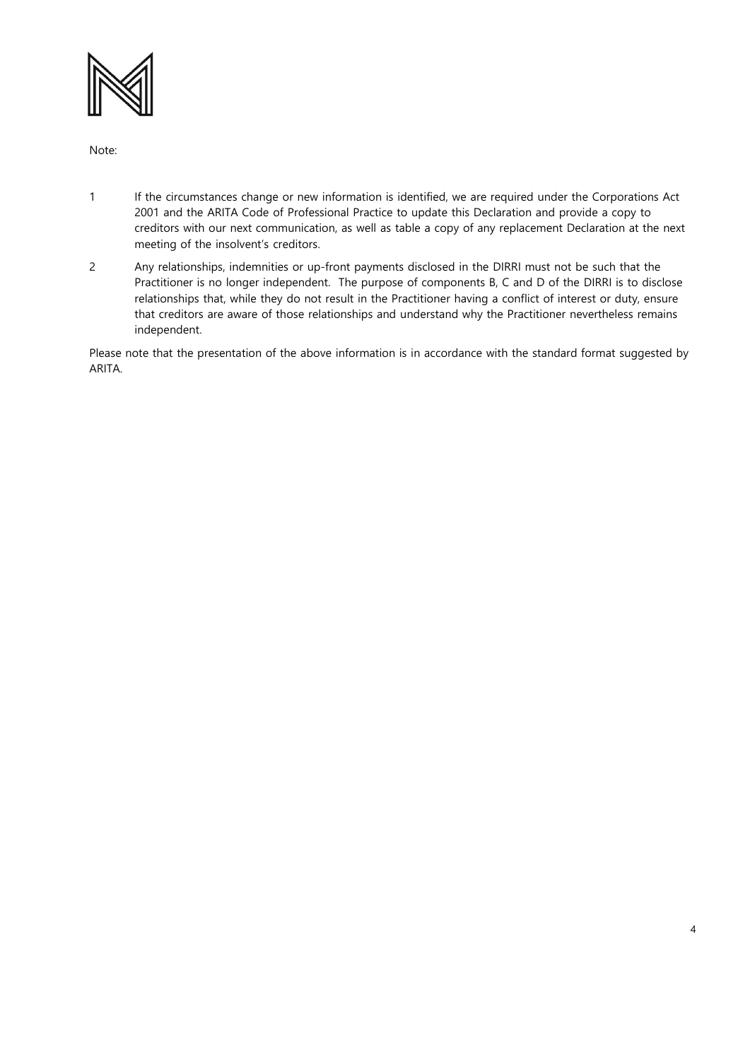Note:

1. If the circumstances change or new information is identified, we are required under the Corporations Act 2001 and the ARITA Code of Professional Practice to update this Declaration and provide a copy to creditors with our next communication, as well as table a copy of any replacement Declaration at the next meeting of the insolvent's creditors.
2. Any relationships, indemnities or up-front payments disclosed in the DIRRI must not be such that the Practitioner is no longer independent. The purpose of components B, C and D of the DIRRI is to disclose relationships that, while they do not result in the Practitioner having a conflict of interest or duty, ensure that creditors are aware of those relationships and understand why the Practitioner nevertheless remains independent.

Please note that the presentation of the above information is in accordance with the standard format suggested by ARITA.